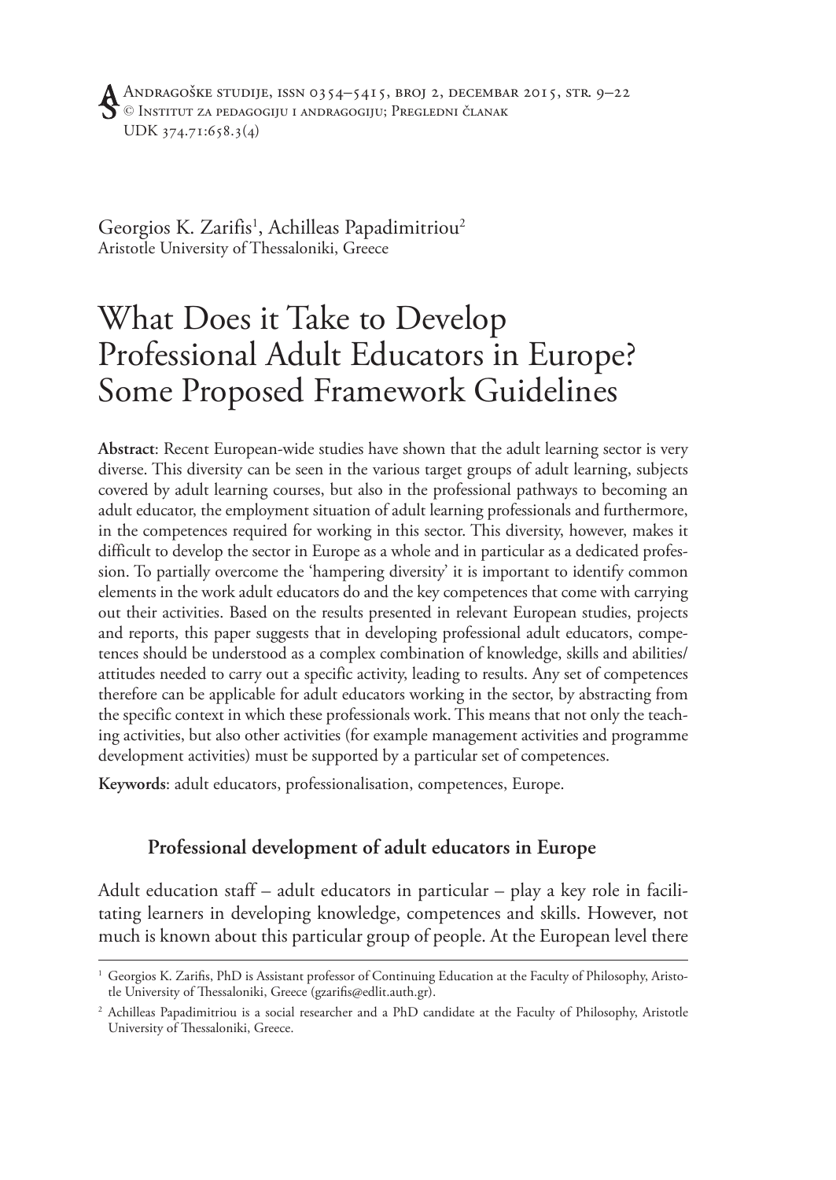Andragoške studije, issn 0354–5415, broj 2, decembar 2015, str. 9–22
© Institut za pedagogiju i andragogiju; Pregledni članak
UDK 374.71:658.3(4)

Georgios K. Zarifis[1], Achilleas Papadimitriou[2]
Aristotle University of Thessaloniki, Greece

# What Does it Take to Develop Professional Adult Educators in Europe? Some Proposed Framework Guidelines

**Abstract**: Recent European-wide studies have shown that the adult learning sector is very diverse. This diversity can be seen in the various target groups of adult learning, subjects covered by adult learning courses, but also in the professional pathways to becoming an adult educator, the employment situation of adult learning professionals and furthermore, in the competences required for working in this sector. This diversity, however, makes it difficult to develop the sector in Europe as a whole and in particular as a dedicated profession. To partially overcome the 'hampering diversity' it is important to identify common elements in the work adult educators do and the key competences that come with carrying out their activities. Based on the results presented in relevant European studies, projects and reports, this paper suggests that in developing professional adult educators, competences should be understood as a complex combination of knowledge, skills and abilities/attitudes needed to carry out a specific activity, leading to results. Any set of competences therefore can be applicable for adult educators working in the sector, by abstracting from the specific context in which these professionals work. This means that not only the teaching activities, but also other activities (for example management activities and programme development activities) must be supported by a particular set of competences.

**Keywords**: adult educators, professionalisation, competences, Europe.

## Professional development of adult educators in Europe

Adult education staff – adult educators in particular – play a key role in facilitating learners in developing knowledge, competences and skills. However, not much is known about this particular group of people. At the European level there

---

[1] Georgios K. Zarifis, PhD is Assistant professor of Continuing Education at the Faculty of Philosophy, Aristotle University of Thessaloniki, Greece (gzarifis@edlit.auth.gr).

[2] Achilleas Papadimitriou is a social researcher and a PhD candidate at the Faculty of Philosophy, Aristotle University of Thessaloniki, Greece.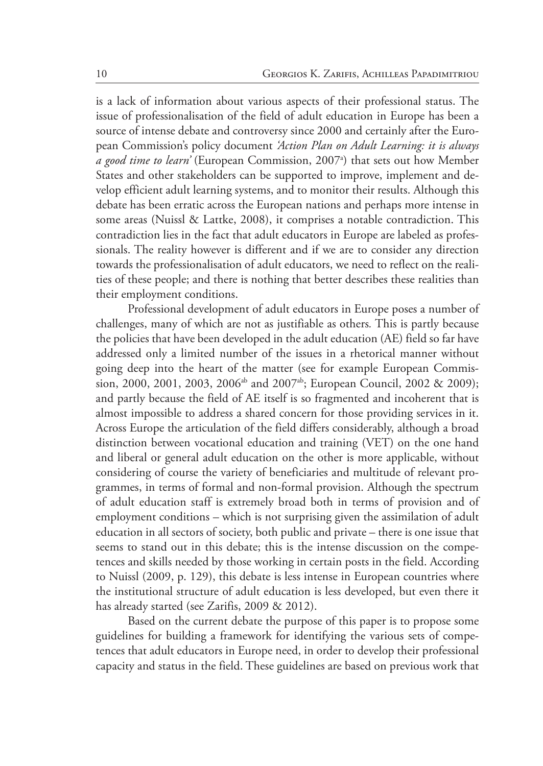is a lack of information about various aspects of their professional status. The issue of professionalisation of the field of adult education in Europe has been a source of intense debate and controversy since 2000 and certainly after the European Commission's policy document *'Action Plan on Adult Learning: it is always a good time to learn'* (European Commission, 2007[a]) that sets out how Member States and other stakeholders can be supported to improve, implement and develop efficient adult learning systems, and to monitor their results. Although this debate has been erratic across the European nations and perhaps more intense in some areas (Nuissl & Lattke, 2008), it comprises a notable contradiction. This contradiction lies in the fact that adult educators in Europe are labeled as professionals. The reality however is different and if we are to consider any direction towards the professionalisation of adult educators, we need to reflect on the realities of these people; and there is nothing that better describes these realities than their employment conditions.

Professional development of adult educators in Europe poses a number of challenges, many of which are not as justifiable as others. This is partly because the policies that have been developed in the adult education (AE) field so far have addressed only a limited number of the issues in a rhetorical manner without going deep into the heart of the matter (see for example European Commission, 2000, 2001, 2003, 2006[ab] and 2007[ab]; European Council, 2002 & 2009); and partly because the field of AE itself is so fragmented and incoherent that is almost impossible to address a shared concern for those providing services in it. Across Europe the articulation of the field differs considerably, although a broad distinction between vocational education and training (VET) on the one hand and liberal or general adult education on the other is more applicable, without considering of course the variety of beneficiaries and multitude of relevant programmes, in terms of formal and non-formal provision. Although the spectrum of adult education staff is extremely broad both in terms of provision and of employment conditions – which is not surprising given the assimilation of adult education in all sectors of society, both public and private – there is one issue that seems to stand out in this debate; this is the intense discussion on the competences and skills needed by those working in certain posts in the field. According to Nuissl (2009, p. 129), this debate is less intense in European countries where the institutional structure of adult education is less developed, but even there it has already started (see Zarifis, 2009 & 2012).

Based on the current debate the purpose of this paper is to propose some guidelines for building a framework for identifying the various sets of competences that adult educators in Europe need, in order to develop their professional capacity and status in the field. These guidelines are based on previous work that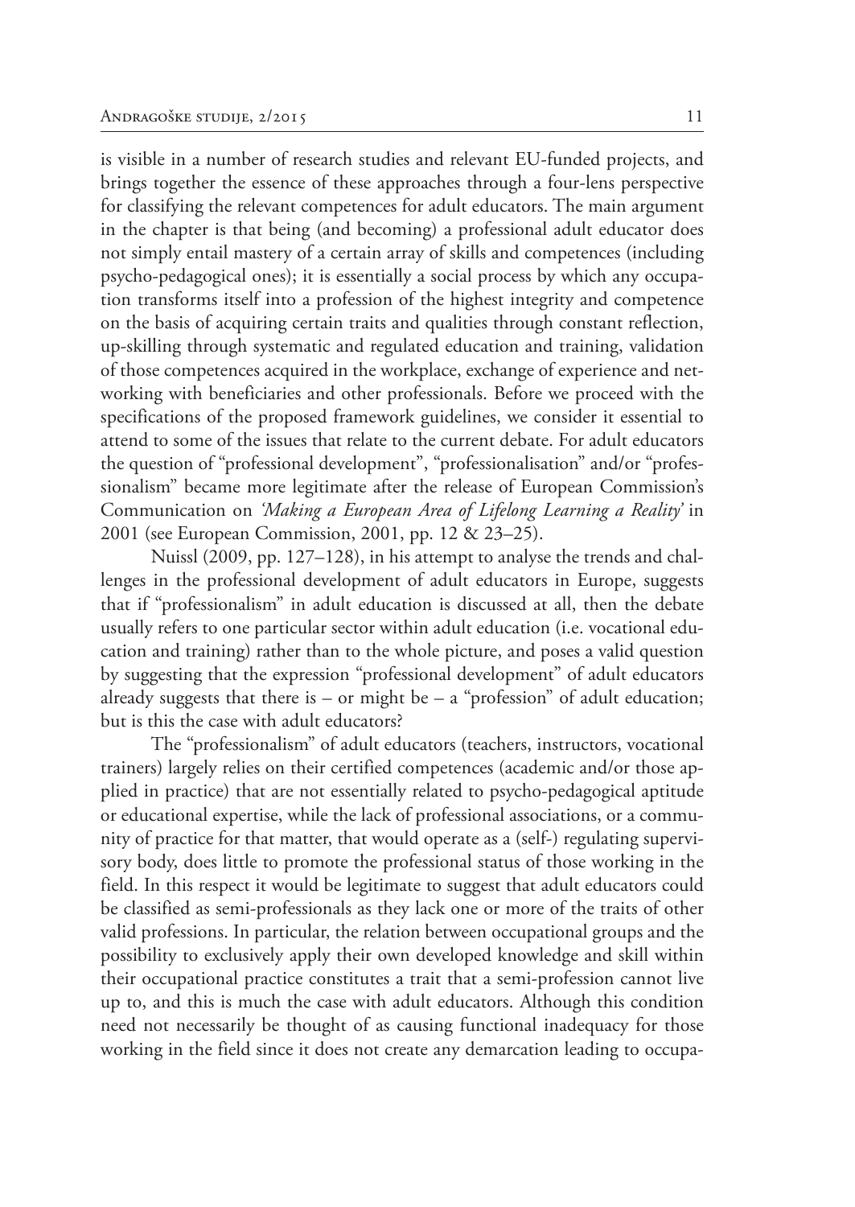is visible in a number of research studies and relevant EU-funded projects, and brings together the essence of these approaches through a four-lens perspective for classifying the relevant competences for adult educators. The main argument in the chapter is that being (and becoming) a professional adult educator does not simply entail mastery of a certain array of skills and competences (including psycho-pedagogical ones); it is essentially a social process by which any occupation transforms itself into a profession of the highest integrity and competence on the basis of acquiring certain traits and qualities through constant reflection, up-skilling through systematic and regulated education and training, validation of those competences acquired in the workplace, exchange of experience and networking with beneficiaries and other professionals. Before we proceed with the specifications of the proposed framework guidelines, we consider it essential to attend to some of the issues that relate to the current debate. For adult educators the question of "professional development", "professionalisation" and/or "professionalism" became more legitimate after the release of European Commission's Communication on *'Making a European Area of Lifelong Learning a Reality'* in 2001 (see European Commission, 2001, pp. 12 & 23–25).

Nuissl (2009, pp. 127–128), in his attempt to analyse the trends and challenges in the professional development of adult educators in Europe, suggests that if "professionalism" in adult education is discussed at all, then the debate usually refers to one particular sector within adult education (i.e. vocational education and training) rather than to the whole picture, and poses a valid question by suggesting that the expression "professional development" of adult educators already suggests that there is – or might be – a "profession" of adult education; but is this the case with adult educators?

The "professionalism" of adult educators (teachers, instructors, vocational trainers) largely relies on their certified competences (academic and/or those applied in practice) that are not essentially related to psycho-pedagogical aptitude or educational expertise, while the lack of professional associations, or a community of practice for that matter, that would operate as a (self-) regulating supervisory body, does little to promote the professional status of those working in the field. In this respect it would be legitimate to suggest that adult educators could be classified as semi-professionals as they lack one or more of the traits of other valid professions. In particular, the relation between occupational groups and the possibility to exclusively apply their own developed knowledge and skill within their occupational practice constitutes a trait that a semi-profession cannot live up to, and this is much the case with adult educators. Although this condition need not necessarily be thought of as causing functional inadequacy for those working in the field since it does not create any demarcation leading to occupa-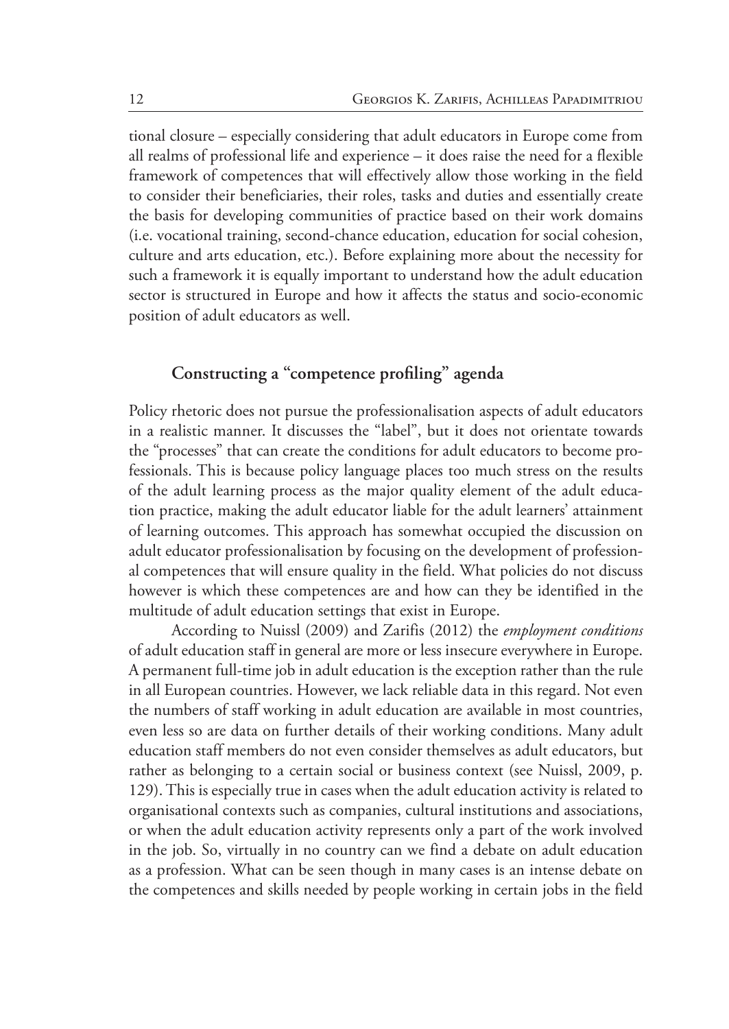tional closure – especially considering that adult educators in Europe come from all realms of professional life and experience – it does raise the need for a flexible framework of competences that will effectively allow those working in the field to consider their beneficiaries, their roles, tasks and duties and essentially create the basis for developing communities of practice based on their work domains (i.e. vocational training, second-chance education, education for social cohesion, culture and arts education, etc.). Before explaining more about the necessity for such a framework it is equally important to understand how the adult education sector is structured in Europe and how it affects the status and socio-economic position of adult educators as well.

## Constructing a "competence profiling" agenda

Policy rhetoric does not pursue the professionalisation aspects of adult educators in a realistic manner. It discusses the "label", but it does not orientate towards the "processes" that can create the conditions for adult educators to become professionals. This is because policy language places too much stress on the results of the adult learning process as the major quality element of the adult education practice, making the adult educator liable for the adult learners' attainment of learning outcomes. This approach has somewhat occupied the discussion on adult educator professionalisation by focusing on the development of professional competences that will ensure quality in the field. What policies do not discuss however is which these competences are and how can they be identified in the multitude of adult education settings that exist in Europe.

According to Nuissl (2009) and Zarifis (2012) the *employment conditions* of adult education staff in general are more or less insecure everywhere in Europe. A permanent full-time job in adult education is the exception rather than the rule in all European countries. However, we lack reliable data in this regard. Not even the numbers of staff working in adult education are available in most countries, even less so are data on further details of their working conditions. Many adult education staff members do not even consider themselves as adult educators, but rather as belonging to a certain social or business context (see Nuissl, 2009, p. 129). This is especially true in cases when the adult education activity is related to organisational contexts such as companies, cultural institutions and associations, or when the adult education activity represents only a part of the work involved in the job. So, virtually in no country can we find a debate on adult education as a profession. What can be seen though in many cases is an intense debate on the competences and skills needed by people working in certain jobs in the field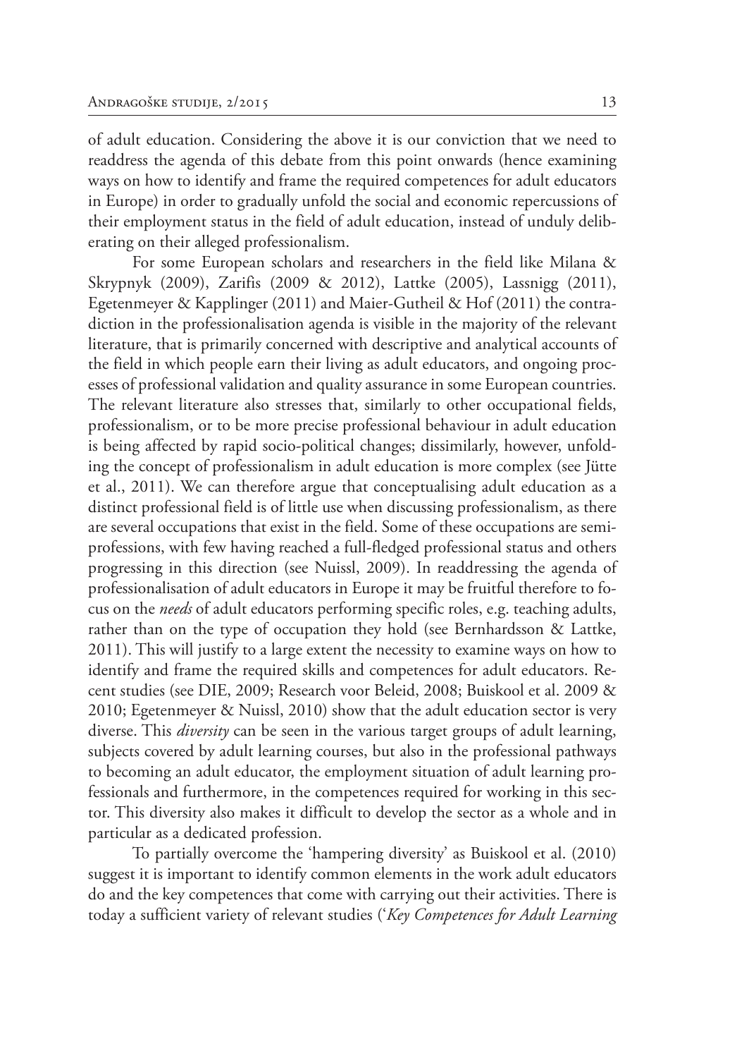of adult education. Considering the above it is our conviction that we need to readdress the agenda of this debate from this point onwards (hence examining ways on how to identify and frame the required competences for adult educators in Europe) in order to gradually unfold the social and economic repercussions of their employment status in the field of adult education, instead of unduly deliberating on their alleged professionalism.

For some European scholars and researchers in the field like Milana & Skrypnyk (2009), Zarifis (2009 & 2012), Lattke (2005), Lassnigg (2011), Egetenmeyer & Kapplinger (2011) and Maier-Gutheil & Hof (2011) the contradiction in the professionalisation agenda is visible in the majority of the relevant literature, that is primarily concerned with descriptive and analytical accounts of the field in which people earn their living as adult educators, and ongoing processes of professional validation and quality assurance in some European countries. The relevant literature also stresses that, similarly to other occupational fields, professionalism, or to be more precise professional behaviour in adult education is being affected by rapid socio-political changes; dissimilarly, however, unfolding the concept of professionalism in adult education is more complex (see Jütte et al., 2011). We can therefore argue that conceptualising adult education as a distinct professional field is of little use when discussing professionalism, as there are several occupations that exist in the field. Some of these occupations are semi-professions, with few having reached a full-fledged professional status and others progressing in this direction (see Nuissl, 2009). In readdressing the agenda of professionalisation of adult educators in Europe it may be fruitful therefore to focus on the *needs* of adult educators performing specific roles, e.g. teaching adults, rather than on the type of occupation they hold (see Bernhardsson & Lattke, 2011). This will justify to a large extent the necessity to examine ways on how to identify and frame the required skills and competences for adult educators. Recent studies (see DIE, 2009; Research voor Beleid, 2008; Buiskool et al. 2009 & 2010; Egetenmeyer & Nuissl, 2010) show that the adult education sector is very diverse. This *diversity* can be seen in the various target groups of adult learning, subjects covered by adult learning courses, but also in the professional pathways to becoming an adult educator, the employment situation of adult learning professionals and furthermore, in the competences required for working in this sector. This diversity also makes it difficult to develop the sector as a whole and in particular as a dedicated profession.

To partially overcome the 'hampering diversity' as Buiskool et al. (2010) suggest it is important to identify common elements in the work adult educators do and the key competences that come with carrying out their activities. There is today a sufficient variety of relevant studies ('*Key Competences for Adult Learning*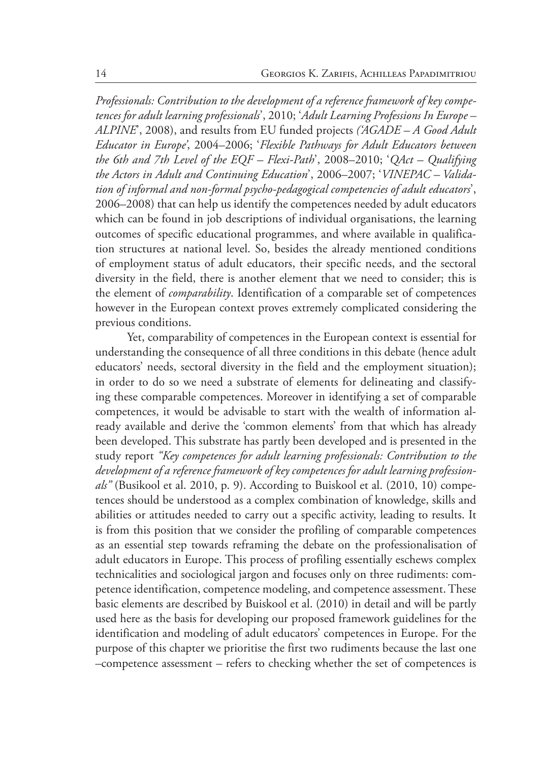*Professionals: Contribution to the development of a reference framework of key competences for adult learning professionals*', 2010; '*Adult Learning Professions In Europe – ALPINE*', 2008), and results from EU funded projects *('AGADE – A Good Adult Educator in Europe*', 2004–2006; '*Flexible Pathways for Adult Educators between the 6th and 7th Level of the EQF – Flexi-Path*', 2008–2010; '*QAct – Qualifying the Actors in Adult and Continuing Education*', 2006–2007; '*VINEPAC – Validation of informal and non-formal psycho-pedagogical competencies of adult educators*', 2006–2008) that can help us identify the competences needed by adult educators which can be found in job descriptions of individual organisations, the learning outcomes of specific educational programmes, and where available in qualification structures at national level. So, besides the already mentioned conditions of employment status of adult educators, their specific needs, and the sectoral diversity in the field, there is another element that we need to consider; this is the element of *comparability*. Identification of a comparable set of competences however in the European context proves extremely complicated considering the previous conditions.

Yet, comparability of competences in the European context is essential for understanding the consequence of all three conditions in this debate (hence adult educators' needs, sectoral diversity in the field and the employment situation); in order to do so we need a substrate of elements for delineating and classifying these comparable competences. Moreover in identifying a set of comparable competences, it would be advisable to start with the wealth of information already available and derive the 'common elements' from that which has already been developed. This substrate has partly been developed and is presented in the study report *"Key competences for adult learning professionals: Contribution to the development of a reference framework of key competences for adult learning professionals"* (Busikool et al. 2010, p. 9). According to Buiskool et al. (2010, 10) competences should be understood as a complex combination of knowledge, skills and abilities or attitudes needed to carry out a specific activity, leading to results. It is from this position that we consider the profiling of comparable competences as an essential step towards reframing the debate on the professionalisation of adult educators in Europe. This process of profiling essentially eschews complex technicalities and sociological jargon and focuses only on three rudiments: competence identification, competence modeling, and competence assessment. These basic elements are described by Buiskool et al. (2010) in detail and will be partly used here as the basis for developing our proposed framework guidelines for the identification and modeling of adult educators' competences in Europe. For the purpose of this chapter we prioritise the first two rudiments because the last one –competence assessment – refers to checking whether the set of competences is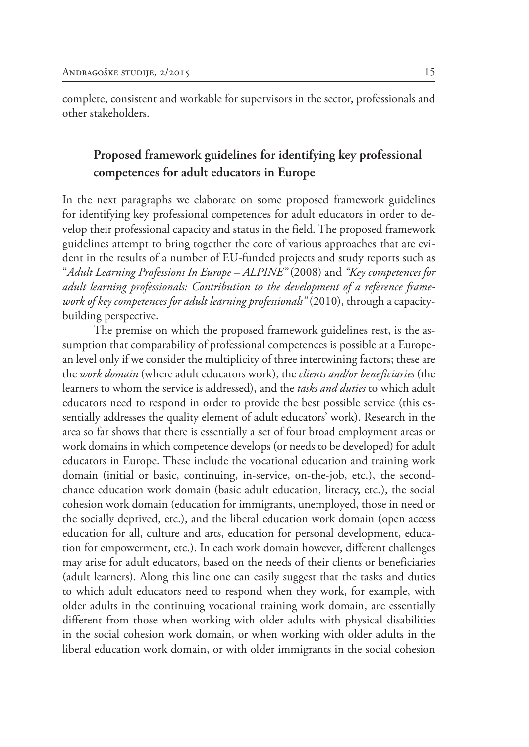complete, consistent and workable for supervisors in the sector, professionals and other stakeholders.

## Proposed framework guidelines for identifying key professional competences for adult educators in Europe

In the next paragraphs we elaborate on some proposed framework guidelines for identifying key professional competences for adult educators in order to develop their professional capacity and status in the field. The proposed framework guidelines attempt to bring together the core of various approaches that are evident in the results of a number of EU-funded projects and study reports such as "*Adult Learning Professions In Europe – ALPINE"* (2008) and *"Key competences for adult learning professionals: Contribution to the development of a reference framework of key competences for adult learning professionals"* (2010), through a capacity-building perspective.

The premise on which the proposed framework guidelines rest, is the assumption that comparability of professional competences is possible at a European level only if we consider the multiplicity of three intertwining factors; these are the *work domain* (where adult educators work), the *clients and/or beneficiaries* (the learners to whom the service is addressed), and the *tasks and duties* to which adult educators need to respond in order to provide the best possible service (this essentially addresses the quality element of adult educators' work). Research in the area so far shows that there is essentially a set of four broad employment areas or work domains in which competence develops (or needs to be developed) for adult educators in Europe. These include the vocational education and training work domain (initial or basic, continuing, in-service, on-the-job, etc.), the second-chance education work domain (basic adult education, literacy, etc.), the social cohesion work domain (education for immigrants, unemployed, those in need or the socially deprived, etc.), and the liberal education work domain (open access education for all, culture and arts, education for personal development, education for empowerment, etc.). In each work domain however, different challenges may arise for adult educators, based on the needs of their clients or beneficiaries (adult learners). Along this line one can easily suggest that the tasks and duties to which adult educators need to respond when they work, for example, with older adults in the continuing vocational training work domain, are essentially different from those when working with older adults with physical disabilities in the social cohesion work domain, or when working with older adults in the liberal education work domain, or with older immigrants in the social cohesion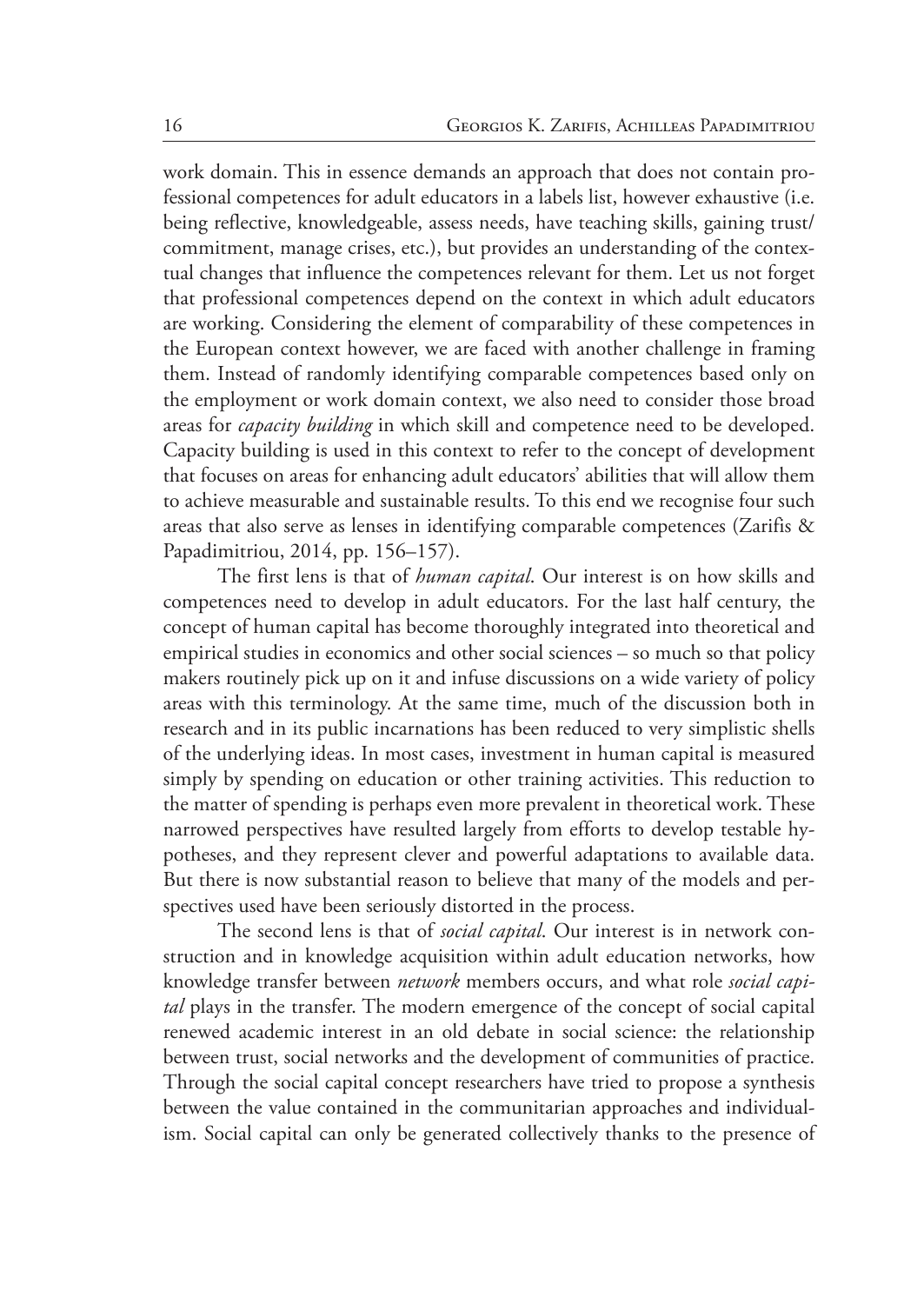work domain. This in essence demands an approach that does not contain professional competences for adult educators in a labels list, however exhaustive (i.e. being reflective, knowledgeable, assess needs, have teaching skills, gaining trust/commitment, manage crises, etc.), but provides an understanding of the contextual changes that influence the competences relevant for them. Let us not forget that professional competences depend on the context in which adult educators are working. Considering the element of comparability of these competences in the European context however, we are faced with another challenge in framing them. Instead of randomly identifying comparable competences based only on the employment or work domain context, we also need to consider those broad areas for *capacity building* in which skill and competence need to be developed. Capacity building is used in this context to refer to the concept of development that focuses on areas for enhancing adult educators' abilities that will allow them to achieve measurable and sustainable results. To this end we recognise four such areas that also serve as lenses in identifying comparable competences (Zarifis & Papadimitriou, 2014, pp. 156–157).

The first lens is that of *human capital*. Our interest is on how skills and competences need to develop in adult educators. For the last half century, the concept of human capital has become thoroughly integrated into theoretical and empirical studies in economics and other social sciences – so much so that policy makers routinely pick up on it and infuse discussions on a wide variety of policy areas with this terminology. At the same time, much of the discussion both in research and in its public incarnations has been reduced to very simplistic shells of the underlying ideas. In most cases, investment in human capital is measured simply by spending on education or other training activities. This reduction to the matter of spending is perhaps even more prevalent in theoretical work. These narrowed perspectives have resulted largely from efforts to develop testable hypotheses, and they represent clever and powerful adaptations to available data. But there is now substantial reason to believe that many of the models and perspectives used have been seriously distorted in the process.

The second lens is that of *social capital*. Our interest is in network construction and in knowledge acquisition within adult education networks, how knowledge transfer between *network* members occurs, and what role *social capital* plays in the transfer. The modern emergence of the concept of social capital renewed academic interest in an old debate in social science: the relationship between trust, social networks and the development of communities of practice. Through the social capital concept researchers have tried to propose a synthesis between the value contained in the communitarian approaches and individualism. Social capital can only be generated collectively thanks to the presence of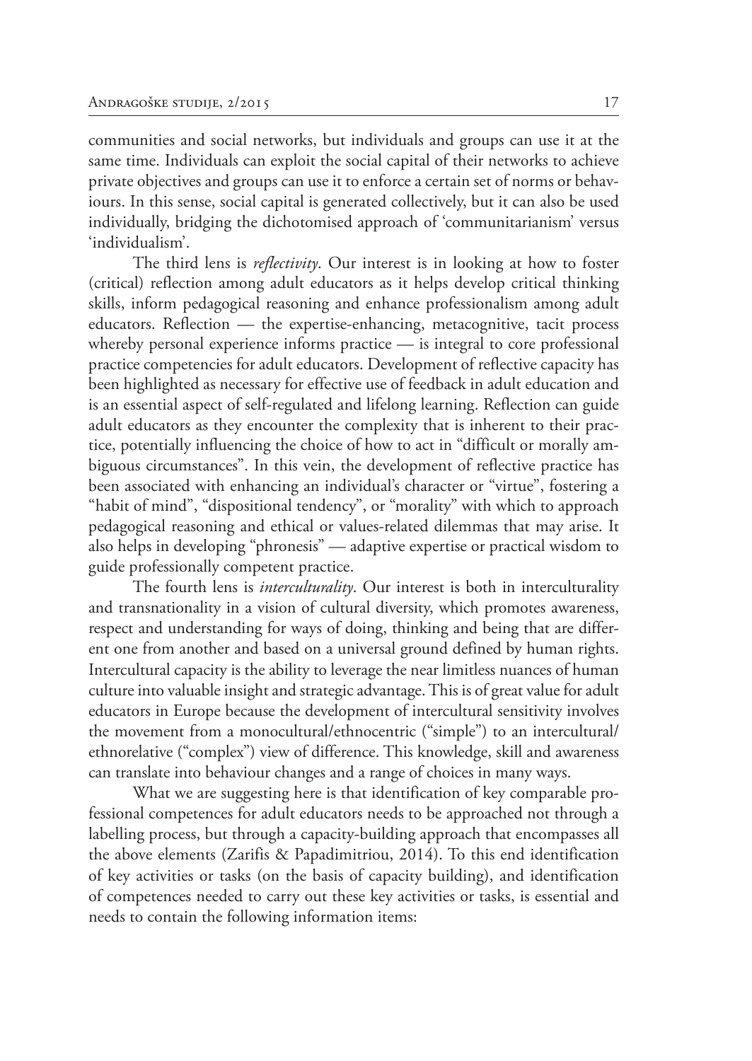communities and social networks, but individuals and groups can use it at the same time. Individuals can exploit the social capital of their networks to achieve private objectives and groups can use it to enforce a certain set of norms or behaviours. In this sense, social capital is generated collectively, but it can also be used individually, bridging the dichotomised approach of 'communitarianism' versus 'individualism'.

The third lens is *reflectivity*. Our interest is in looking at how to foster (critical) reflection among adult educators as it helps develop critical thinking skills, inform pedagogical reasoning and enhance professionalism among adult educators. Reflection — the expertise-enhancing, metacognitive, tacit process whereby personal experience informs practice — is integral to core professional practice competencies for adult educators. Development of reflective capacity has been highlighted as necessary for effective use of feedback in adult education and is an essential aspect of self-regulated and lifelong learning. Reflection can guide adult educators as they encounter the complexity that is inherent to their practice, potentially influencing the choice of how to act in "difficult or morally ambiguous circumstances". In this vein, the development of reflective practice has been associated with enhancing an individual's character or "virtue", fostering a "habit of mind", "dispositional tendency", or "morality" with which to approach pedagogical reasoning and ethical or values-related dilemmas that may arise. It also helps in developing "phronesis" — adaptive expertise or practical wisdom to guide professionally competent practice.

The fourth lens is *interculturality*. Our interest is both in interculturality and transnationality in a vision of cultural diversity, which promotes awareness, respect and understanding for ways of doing, thinking and being that are different one from another and based on a universal ground defined by human rights. Intercultural capacity is the ability to leverage the near limitless nuances of human culture into valuable insight and strategic advantage. This is of great value for adult educators in Europe because the development of intercultural sensitivity involves the movement from a monocultural/ethnocentric ("simple") to an intercultural/ethnorelative ("complex") view of difference. This knowledge, skill and awareness can translate into behaviour changes and a range of choices in many ways.

What we are suggesting here is that identification of key comparable professional competences for adult educators needs to be approached not through a labelling process, but through a capacity-building approach that encompasses all the above elements (Zarifis & Papadimitriou, 2014). To this end identification of key activities or tasks (on the basis of capacity building), and identification of competences needed to carry out these key activities or tasks, is essential and needs to contain the following information items: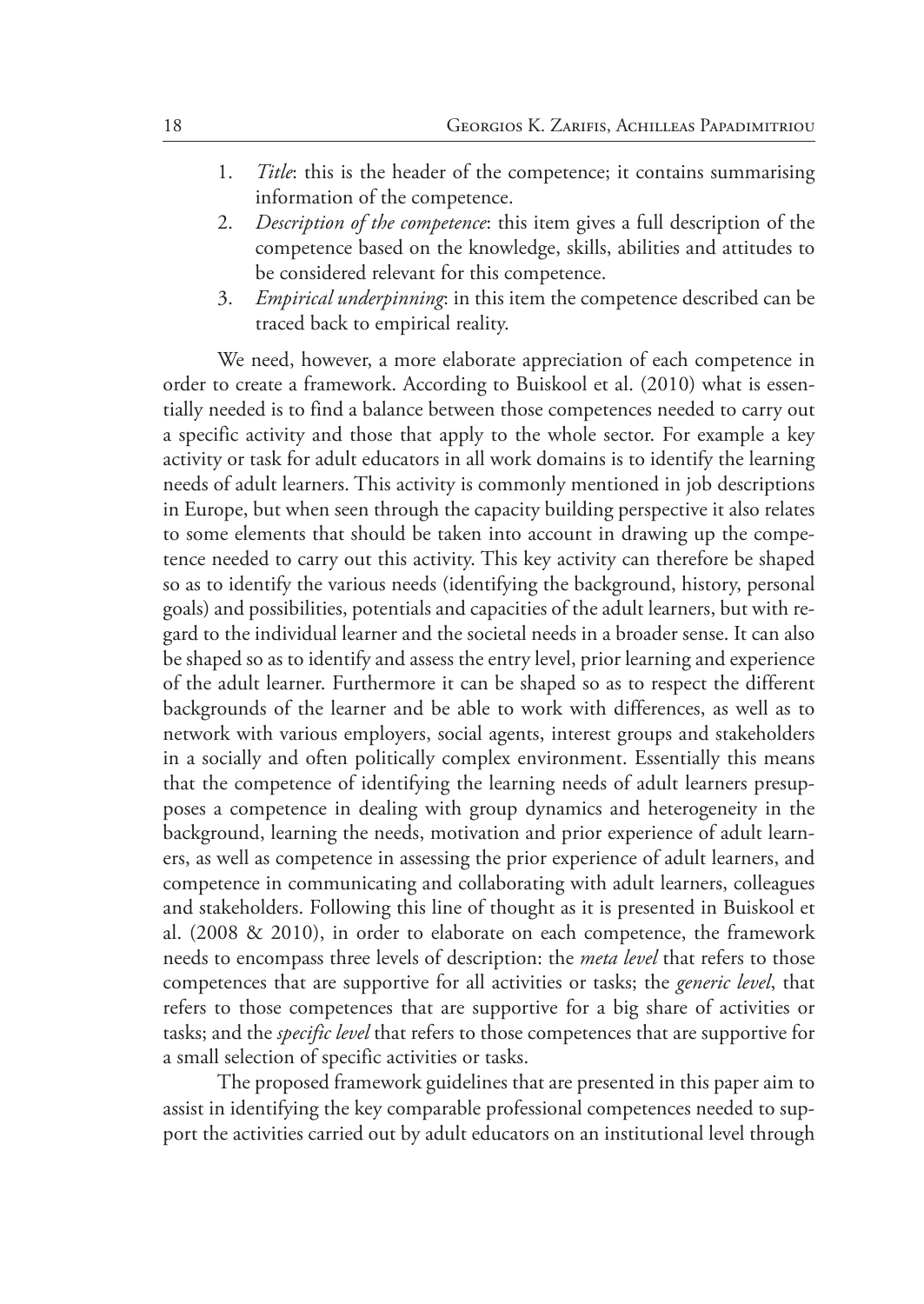1. *Title*: this is the header of the competence; it contains summarising information of the competence.
2. *Description of the competence*: this item gives a full description of the competence based on the knowledge, skills, abilities and attitudes to be considered relevant for this competence.
3. *Empirical underpinning*: in this item the competence described can be traced back to empirical reality.

We need, however, a more elaborate appreciation of each competence in order to create a framework. According to Buiskool et al. (2010) what is essentially needed is to find a balance between those competences needed to carry out a specific activity and those that apply to the whole sector. For example a key activity or task for adult educators in all work domains is to identify the learning needs of adult learners. This activity is commonly mentioned in job descriptions in Europe, but when seen through the capacity building perspective it also relates to some elements that should be taken into account in drawing up the competence needed to carry out this activity. This key activity can therefore be shaped so as to identify the various needs (identifying the background, history, personal goals) and possibilities, potentials and capacities of the adult learners, but with regard to the individual learner and the societal needs in a broader sense. It can also be shaped so as to identify and assess the entry level, prior learning and experience of the adult learner. Furthermore it can be shaped so as to respect the different backgrounds of the learner and be able to work with differences, as well as to network with various employers, social agents, interest groups and stakeholders in a socially and often politically complex environment. Essentially this means that the competence of identifying the learning needs of adult learners presupposes a competence in dealing with group dynamics and heterogeneity in the background, learning the needs, motivation and prior experience of adult learners, as well as competence in assessing the prior experience of adult learners, and competence in communicating and collaborating with adult learners, colleagues and stakeholders. Following this line of thought as it is presented in Buiskool et al. (2008 & 2010), in order to elaborate on each competence, the framework needs to encompass three levels of description: the *meta level* that refers to those competences that are supportive for all activities or tasks; the *generic level*, that refers to those competences that are supportive for a big share of activities or tasks; and the *specific level* that refers to those competences that are supportive for a small selection of specific activities or tasks.

The proposed framework guidelines that are presented in this paper aim to assist in identifying the key comparable professional competences needed to support the activities carried out by adult educators on an institutional level through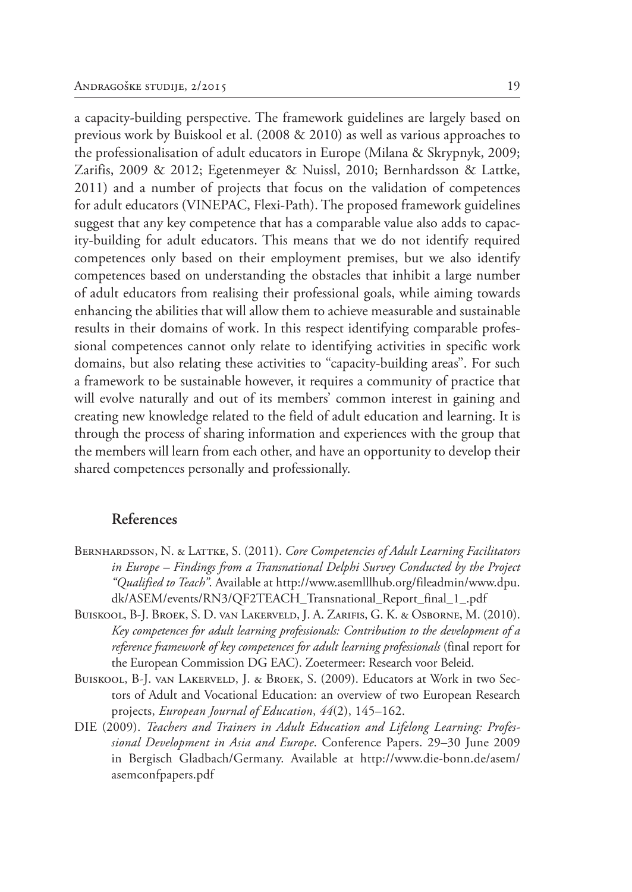a capacity-building perspective. The framework guidelines are largely based on previous work by Buiskool et al. (2008 & 2010) as well as various approaches to the professionalisation of adult educators in Europe (Milana & Skrypnyk, 2009; Zarifis, 2009 & 2012; Egetenmeyer & Nuissl, 2010; Bernhardsson & Lattke, 2011) and a number of projects that focus on the validation of competences for adult educators (VINEPAC, Flexi-Path). The proposed framework guidelines suggest that any key competence that has a comparable value also adds to capacity-building for adult educators. This means that we do not identify required competences only based on their employment premises, but we also identify competences based on understanding the obstacles that inhibit a large number of adult educators from realising their professional goals, while aiming towards enhancing the abilities that will allow them to achieve measurable and sustainable results in their domains of work. In this respect identifying comparable professional competences cannot only relate to identifying activities in specific work domains, but also relating these activities to "capacity-building areas". For such a framework to be sustainable however, it requires a community of practice that will evolve naturally and out of its members' common interest in gaining and creating new knowledge related to the field of adult education and learning. It is through the process of sharing information and experiences with the group that the members will learn from each other, and have an opportunity to develop their shared competences personally and professionally.

## References

Bernhardsson, N. & Lattke, S. (2011). *Core Competencies of Adult Learning Facilitators in Europe – Findings from a Transnational Delphi Survey Conducted by the Project "Qualified to Teach"*. Available at http://www.asemlllhub.org/fileadmin/www.dpu.dk/ASEM/events/RN3/QF2TEACH_Transnational_Report_final_1_.pdf

Buiskool, B-J. Broek, S. D. van Lakerveld, J. A. Zarifis, G. K. & Osborne, M. (2010). *Key competences for adult learning professionals: Contribution to the development of a reference framework of key competences for adult learning professionals* (final report for the European Commission DG EAC). Zoetermeer: Research voor Beleid.

Buiskool, B-J. van Lakerveld, J. & Broek, S. (2009). Educators at Work in two Sectors of Adult and Vocational Education: an overview of two European Research projects, *European Journal of Education*, *44*(2), 145–162.

DIE (2009). *Teachers and Trainers in Adult Education and Lifelong Learning: Professional Development in Asia and Europe*. Conference Papers. 29–30 June 2009 in Bergisch Gladbach/Germany. Available at http://www.die-bonn.de/asem/asemconfpapers.pdf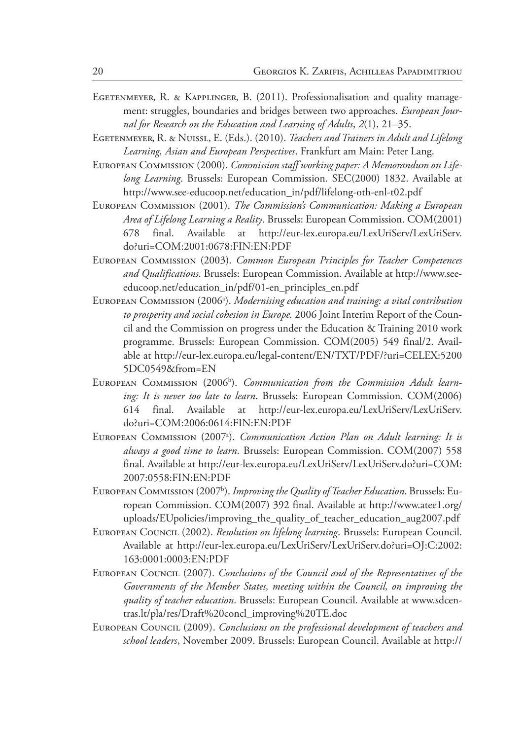Egetenmeyer, R. & Kapplinger, B. (2011). Professionalisation and quality management: struggles, boundaries and bridges between two approaches. *European Journal for Research on the Education and Learning of Adults*, *2*(1), 21–35.

Egetenmeyer, R. & Nuissl, E. (Eds.). (2010). *Teachers and Trainers in Adult and Lifelong Learning, Asian and European Perspectives*. Frankfurt am Main: Peter Lang.

European Commission (2000). *Commission staff working paper: A Memorandum on Lifelong Learning*. Brussels: European Commission. SEC(2000) 1832. Available at http://www.see-educoop.net/education_in/pdf/lifelong-oth-enl-t02.pdf

European Commission (2001). *The Commission's Communication: Making a European Area of Lifelong Learning a Reality*. Brussels: European Commission. COM(2001) 678 final. Available at http://eur-lex.europa.eu/LexUriServ/LexUriServ.do?uri=COM:2001:0678:FIN:EN:PDF

European Commission (2003). *Common European Principles for Teacher Competences and Qualifications*. Brussels: European Commission. Available at http://www.see-educoop.net/education_in/pdf/01-en_principles_en.pdf

European Commission (2006[a]). *Modernising education and training: a vital contribution to prosperity and social cohesion in Europe.* 2006 Joint Interim Report of the Council and the Commission on progress under the Education & Training 2010 work programme. Brussels: European Commission. COM(2005) 549 final/2. Available at http://eur-lex.europa.eu/legal-content/EN/TXT/PDF/?uri=CELEX:52005DC0549&from=EN

European Commission (2006[b]). *Communication from the Commission Adult learning: It is never too late to learn*. Brussels: European Commission. COM(2006) 614 final. Available at http://eur-lex.europa.eu/LexUriServ/LexUriServ.do?uri=COM:2006:0614:FIN:EN:PDF

European Commission (2007[a]). *Communication Action Plan on Adult learning: It is always a good time to learn*. Brussels: European Commission. COM(2007) 558 final. Available at http://eur-lex.europa.eu/LexUriServ/LexUriServ.do?uri=COM:2007:0558:FIN:EN:PDF

European Commission (2007[b]). *Improving the Quality of Teacher Education*. Brussels: European Commission. COM(2007) 392 final. Available at http://www.atee1.org/uploads/EUpolicies/improving_the_quality_of_teacher_education_aug2007.pdf

European Council (2002). *Resolution on lifelong learning*. Brussels: European Council. Available at http://eur-lex.europa.eu/LexUriServ/LexUriServ.do?uri=OJ:C:2002:163:0001:0003:EN:PDF

European Council (2007). *Conclusions of the Council and of the Representatives of the Governments of the Member States, meeting within the Council, on improving the quality of teacher education*. Brussels: European Council. Available at www.sdcentras.lt/pla/res/Draft%20concl_improving%20TE.doc

European Council (2009). *Conclusions on the professional development of teachers and school leaders*, November 2009. Brussels: European Council. Available at http://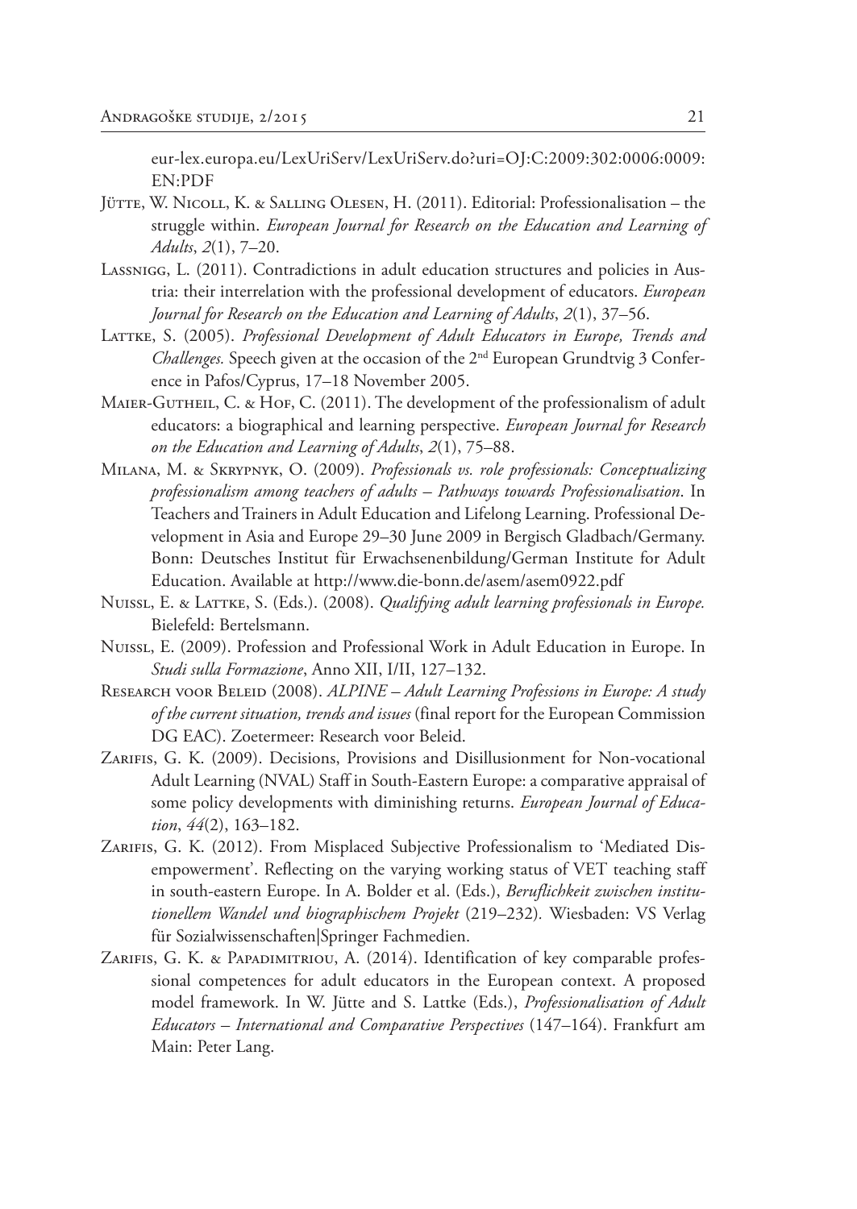eur-lex.europa.eu/LexUriServ/LexUriServ.do?uri=OJ:C:2009:302:0006:0009:EN:PDF

Jütte, W. Nicoll, K. & Salling Olesen, H. (2011). Editorial: Professionalisation – the struggle within. *European Journal for Research on the Education and Learning of Adults*, *2*(1), 7–20.

Lassnigg, L. (2011). Contradictions in adult education structures and policies in Austria: their interrelation with the professional development of educators. *European Journal for Research on the Education and Learning of Adults*, *2*(1), 37–56.

Lattke, S. (2005). *Professional Development of Adult Educators in Europe, Trends and Challenges.* Speech given at the occasion of the 2nd European Grundtvig 3 Conference in Pafos/Cyprus, 17–18 November 2005.

Maier-Gutheil, C. & Hof, C. (2011). The development of the professionalism of adult educators: a biographical and learning perspective. *European Journal for Research on the Education and Learning of Adults*, *2*(1), 75–88.

Milana, M. & Skrypnyk, O. (2009). *Professionals vs. role professionals: Conceptualizing professionalism among teachers of adults – Pathways towards Professionalisation.* In Teachers and Trainers in Adult Education and Lifelong Learning. Professional Development in Asia and Europe 29–30 June 2009 in Bergisch Gladbach/Germany. Bonn: Deutsches Institut für Erwachsenenbildung/German Institute for Adult Education. Available at http://www.die-bonn.de/asem/asem0922.pdf

Nuissl, E. & Lattke, S. (Eds.). (2008). *Qualifying adult learning professionals in Europe.* Bielefeld: Bertelsmann.

Nuissl, E. (2009). Profession and Professional Work in Adult Education in Europe. In *Studi sulla Formazione*, Anno XII, I/II, 127–132.

Research voor Beleid (2008). *ALPINE – Adult Learning Professions in Europe: A study of the current situation, trends and issues* (final report for the European Commission DG EAC). Zoetermeer: Research voor Beleid.

Zarifis, G. K. (2009). Decisions, Provisions and Disillusionment for Non-vocational Adult Learning (NVAL) Staff in South-Eastern Europe: a comparative appraisal of some policy developments with diminishing returns. *European Journal of Education*, *44*(2), 163–182.

Zarifis, G. K. (2012). From Misplaced Subjective Professionalism to 'Mediated Disempowerment'. Reflecting on the varying working status of VET teaching staff in south-eastern Europe. In A. Bolder et al. (Eds.), *Beruflichkeit zwischen institutionellem Wandel und biographischem Projekt* (219–232). Wiesbaden: VS Verlag für Sozialwissenschaften|Springer Fachmedien.

Zarifis, G. K. & Papadimitriou, A. (2014). Identification of key comparable professional competences for adult educators in the European context. A proposed model framework. In W. Jütte and S. Lattke (Eds.), *Professionalisation of Adult Educators – International and Comparative Perspectives* (147–164). Frankfurt am Main: Peter Lang.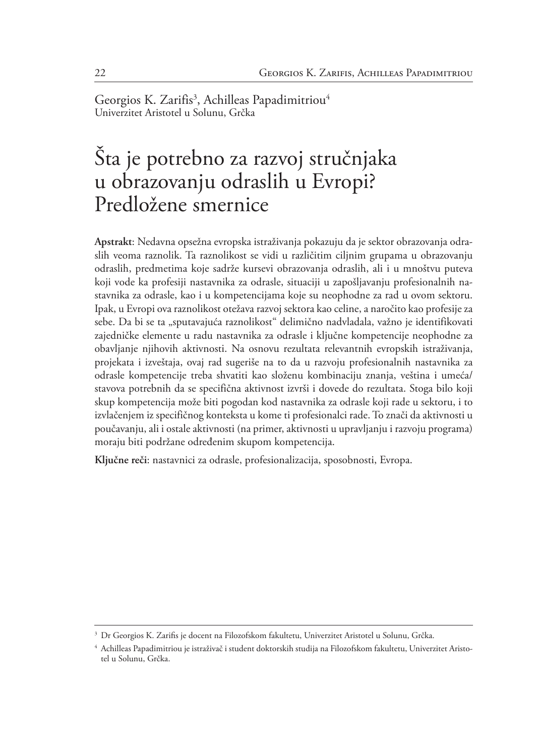Georgios K. Zarifis[3], Achilleas Papadimitriou[4]
Univerzitet Aristotel u Solunu, Grčka

# Šta je potrebno za razvoj stručnjaka u obrazovanju odraslih u Evropi? Predložene smernice

**Apstrakt**: Nedavna opsežna evropska istraživanja pokazuju da je sektor obrazovanja odraslih veoma raznolik. Ta raznolikost se vidi u različitim ciljnim grupama u obrazovanju odraslih, predmetima koje sadrže kursevi obrazovanja odraslih, ali i u mnoštvu puteva koji vode ka profesiji nastavnika za odrasle, situaciji u zapošljavanju profesionalnih nastavnika za odrasle, kao i u kompetencijama koje su neophodne za rad u ovom sektoru. Ipak, u Evropi ova raznolikost otežava razvoj sektora kao celine, a naročito kao profesije za sebe. Da bi se ta „sputavajuća raznolikost" delimično nadvladala, važno je identifikovati zajedničke elemente u radu nastavnika za odrasle i ključne kompetencije neophodne za obavljanje njihovih aktivnosti. Na osnovu rezultata relevantnih evropskih istraživanja, projekata i izveštaja, ovaj rad sugeriše na to da u razvoju profesionalnih nastavnika za odrasle kompetencije treba shvatiti kao složenu kombinaciju znanja, veština i umeća/stavova potrebnih da se specifična aktivnost izvrši i dovede do rezultata. Stoga bilo koji skup kompetencija može biti pogodan kod nastavnika za odrasle koji rade u sektoru, i to izvlačenjem iz specifičnog konteksta u kome ti profesionalci rade. To znači da aktivnosti u poučavanju, ali i ostale aktivnosti (na primer, aktivnosti u upravljanju i razvoju programa) moraju biti podržane određenim skupom kompetencija.

**Ključne reči**: nastavnici za odrasle, profesionalizacija, sposobnosti, Evropa.

---

[3] Dr Georgios K. Zarifis je docent na Filozofskom fakultetu, Univerzitet Aristotel u Solunu, Grčka.

[4] Achilleas Papadimitriou je istraživač i student doktorskih studija na Filozofskom fakultetu, Univerzitet Aristotel u Solunu, Grčka.